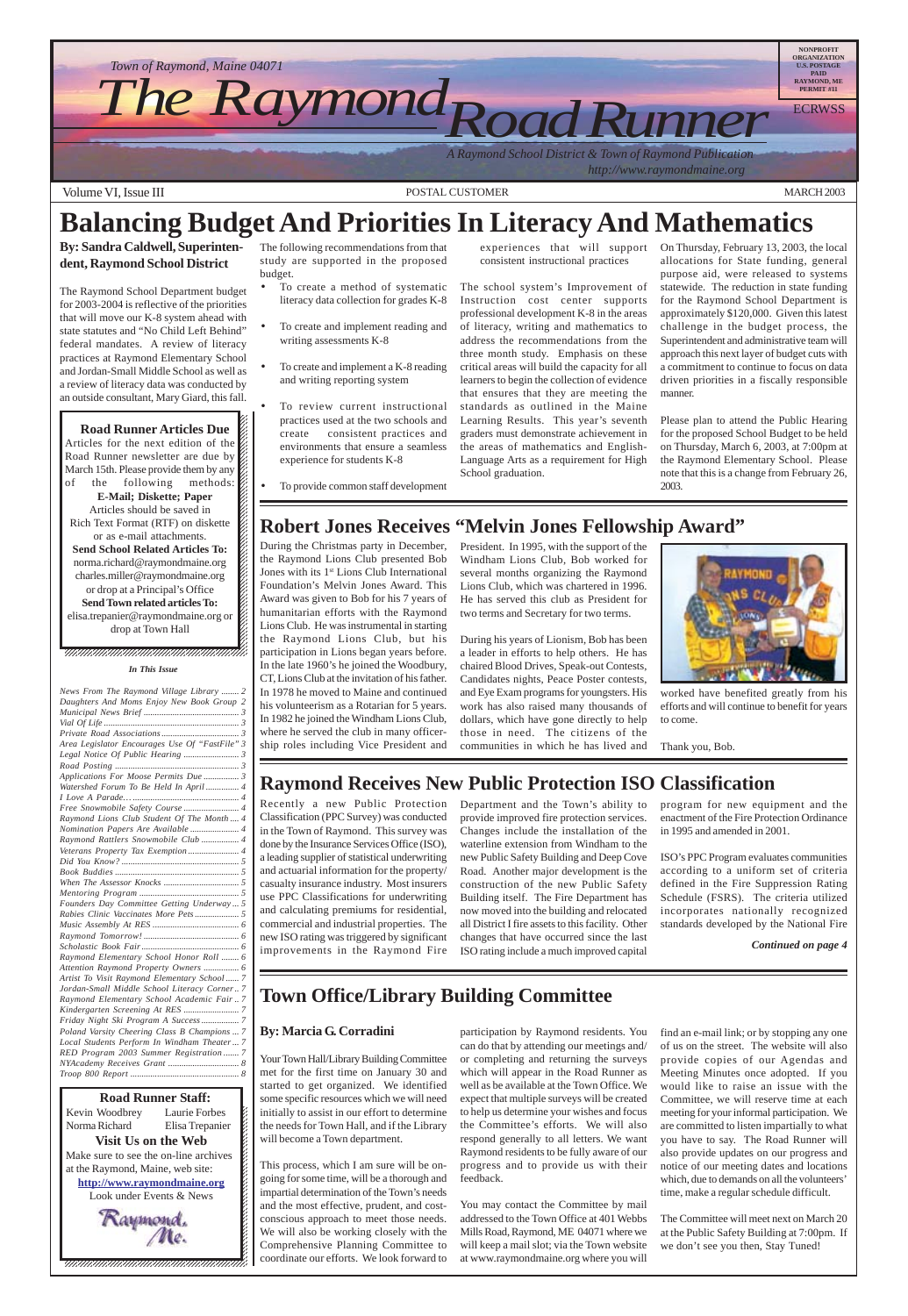Town of Raymond, Maine 04071

# The Raymond Road Runner

A Raymond School District & Town of Raymond Publication
http://www.raymondmaine.org

NONPROFIT ORGANIZATION U.S. POSTAGE PAID RAYMOND, ME PERMIT #11

ECRWSS

Volume VI, Issue III — POSTAL CUSTOMER — MARCH 2003

# Balancing Budget And Priorities In Literacy And Mathematics

**By: Sandra Caldwell, Superintendent, Raymond School District**

The Raymond School Department budget for 2003-2004 is reflective of the priorities that will move our K-8 system ahead with state statutes and "No Child Left Behind" federal mandates. A review of literacy practices at Raymond Elementary School and Jordan-Small Middle School as well as a review of literacy data was conducted by an outside consultant, Mary Giard, this fall.

The following recommendations from that study are supported in the proposed budget.

- To create a method of systematic literacy data collection for grades K-8
- To create and implement reading and writing assessments K-8
- To create and implement a K-8 reading and writing reporting system
- To review current instructional practices used at the two schools and create consistent practices and environments that ensure a seamless experience for students K-8
- To provide common staff development experiences that will support consistent instructional practices

The school system's Improvement of Instruction cost center supports professional development K-8 in the areas of literacy, writing and mathematics to address the recommendations from the three month study. Emphasis on these critical areas will build the capacity for all learners to begin the collection of evidence that ensures that they are meeting the standards as outlined in the Maine Learning Results. This year's seventh graders must demonstrate achievement in the areas of mathematics and English-Language Arts as a requirement for High School graduation.

On Thursday, February 13, 2003, the local allocations for State funding, general purpose aid, were released to systems statewide. The reduction in state funding for the Raymond School Department is approximately $120,000. Given this latest challenge in the budget process, the Superintendent and administrative team will approach this next layer of budget cuts with a commitment to continue to focus on data driven priorities in a fiscally responsible manner.

Please plan to attend the Public Hearing for the proposed School Budget to be held on Thursday, March 6, 2003, at 7:00pm at the Raymond Elementary School. Please note that this is a change from February 26, 2003.

---

**Road Runner Articles Due**

Articles for the next edition of the Road Runner newsletter are due by March 15th. Please provide them by any of the following methods:

**E-Mail; Diskette; Paper**

Articles should be saved in Rich Text Format (RTF) on diskette or as e-mail attachments.

**Send School Related Articles To:**
norma.richard@raymondmaine.org
charles.miller@raymondmaine.org
or drop at a Principal's Office

**Send Town related articles To:**
elisa.trepanier@raymondmaine.org or drop at Town Hall

---

*In This Issue*

| | |
|---|---|
| News From The Raymond Village Library | 2 |
| Daughters And Moms Enjoy New Book Group | 2 |
| Municipal News Brief | 3 |
| Vial Of Life | 3 |
| Private Road Associations | 3 |
| Area Legislator Encourages Use Of "FastFile" | 3 |
| Legal Notice Of Public Hearing | 3 |
| Road Posting | 3 |
| Applications For Moose Permits Due | 3 |
| Watershed Forum To Be Held In April | 4 |
| I Love A Parade… | 4 |
| Free Snowmobile Safety Course | 4 |
| Raymond Lions Club Student Of The Month | 4 |
| Nomination Papers Are Available | 4 |
| Raymond Rattlers Snowmobile Club | 4 |
| Veterans Property Tax Exemption | 4 |
| Did You Know? | 5 |
| Book Buddies | 5 |
| When The Assessor Knocks | 5 |
| Mentoring Program | 5 |
| Founders Day Committee Getting Underway | 5 |
| Rabies Clinic Vaccinates More Pets | 5 |
| Music Assembly At RES | 6 |
| Raymond Tomorrow! | 6 |
| Scholastic Book Fair | 6 |
| Raymond Elementary School Honor Roll | 6 |
| Attention Raymond Property Owners | 6 |
| Artist To Visit Raymond Elementary School | 7 |
| Jordan-Small Middle School Literacy Corner | 7 |
| Raymond Elementary School Academic Fair | 7 |
| Kindergarten Screening At RES | 7 |
| Friday Night Ski Program A Success | 7 |
| Poland Varsity Cheering Class B Champions | 7 |
| Local Students Perform In Windham Theater | 7 |
| RED Program 2003 Summer Registration | 7 |
| NYAcademy Receives Grant | 8 |
| Troop 800 Report | 8 |

---

**Road Runner Staff:**

Kevin Woodbrey, Laurie Forbes, Norma Richard, Elisa Trepanier

**Visit Us on the Web**

Make sure to see the on-line archives at the Raymond, Maine, web site:

**http://www.raymondmaine.org**

Look under Events & News

---

## Robert Jones Receives "Melvin Jones Fellowship Award"

During the Christmas party in December, the Raymond Lions Club presented Bob Jones with its 1st Lions Club International Foundation's Melvin Jones Award. This Award was given to Bob for his 7 years of humanitarian efforts with the Raymond Lions Club. He was instrumental in starting the Raymond Lions Club, but his participation in Lions began years before. In the late 1960's he joined the Woodbury, CT, Lions Club at the invitation of his father. In 1978 he moved to Maine and continued his volunteerism as a Rotarian for 5 years. In 1982 he joined the Windham Lions Club, where he served the club in many officer-ship roles including Vice President and President. In 1995, with the support of the Windham Lions Club, Bob worked for several months organizing the Raymond Lions Club, which was chartered in 1996. He has served this club as President for two terms and Secretary for two terms.

During his years of Lionism, Bob has been a leader in efforts to help others. He has chaired Blood Drives, Speak-out Contests, Candidates nights, Peace Poster contests, and Eye Exam programs for youngsters. His work has also raised many thousands of dollars, which have gone directly to help those in need. The citizens of the communities in which he has lived and worked have benefited greatly from his efforts and will continue to benefit for years to come.

Thank you, Bob.

## Raymond Receives New Public Protection ISO Classification

Recently a new Public Protection Classification (PPC Survey) was conducted in the Town of Raymond. This survey was done by the Insurance Services Office (ISO), a leading supplier of statistical underwriting and actuarial information for the property/casualty insurance industry. Most insurers use PPC Classifications for underwriting and calculating premiums for residential, commercial and industrial properties. The new ISO rating was triggered by significant improvements in the Raymond Fire Department and the Town's ability to provide improved fire protection services. Changes include the installation of the waterline extension from Windham to the new Public Safety Building and Deep Cove Road. Another major development is the construction of the new Public Safety Building itself. The Fire Department has now moved into the building and relocated all District I fire assets to this facility. Other changes that have occurred since the last ISO rating include a much improved capital program for new equipment and the enactment of the Fire Protection Ordinance in 1995 and amended in 2001.

ISO's PPC Program evaluates communities according to a uniform set of criteria defined in the Fire Suppression Rating Schedule (FSRS). The criteria utilized incorporates nationally recognized standards developed by the National Fire

*Continued on page 4*

## Town Office/Library Building Committee

**By: Marcia G. Corradini**

Your Town Hall/Library Building Committee met for the first time on January 30 and started to get organized. We identified some specific resources which we will need initially to assist in our effort to determine the needs for Town Hall, and if the Library will become a Town department.

This process, which I am sure will be on-going for some time, will be a thorough and impartial determination of the Town's needs and the most effective, prudent, and cost-conscious approach to meet those needs. We will also be working closely with the Comprehensive Planning Committee to coordinate our efforts. We look forward to participation by Raymond residents. You can do that by attending our meetings and/or completing and returning the surveys which will appear in the Road Runner as well as be available at the Town Office. We expect that multiple surveys will be created to help us determine your wishes and focus the Committee's efforts. We will also respond generally to all letters. We want Raymond residents to be fully aware of our progress and to provide us with their feedback.

You may contact the Committee by mail addressed to the Town Office at 401 Webbs Mills Road, Raymond, ME 04071 where we will keep a mail slot; via the Town website at www.raymondmaine.org where you will find an e-mail link; or by stopping any one of us on the street. The website will also provide copies of our Agendas and Meeting Minutes once adopted. If you would like to raise an issue with the Committee, we will reserve time at each meeting for your informal participation. We are committed to listen impartially to what you have to say. The Road Runner will also provide updates on our progress and notice of our meeting dates and locations which, due to demands on all the volunteers' time, make a regular schedule difficult.

The Committee will meet next on March 20 at the Public Safety Building at 7:00pm. If we don't see you then, Stay Tuned!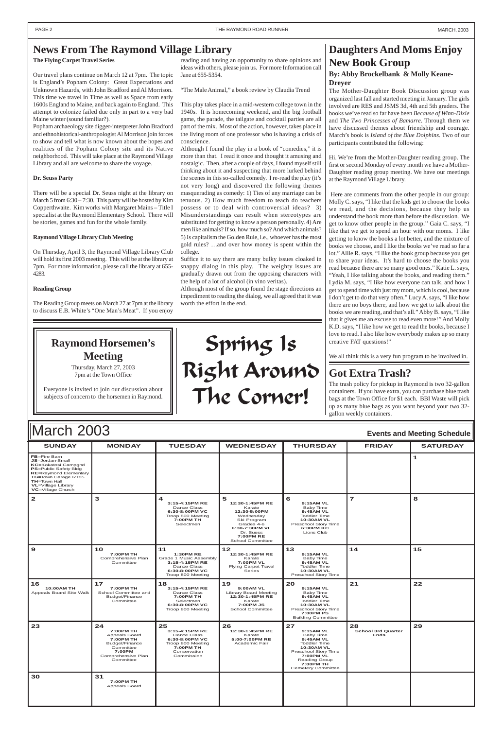## News From The Raymond Village Library

**The Flying Carpet Travel Series**

Our travel plans continue on March 12 at 7pm. The topic is England's Popham Colony: Great Expectations and Unknown Hazards, with John Bradford and Al Morrison. This time we travel in Time as well as Space from early 1600s England to Maine, and back again to England. This attempt to colonize failed due only in part to a very bad Maine winter (sound familiar?).

Popham archaeology site digger-interpreter John Bradford and ethnohistorical-anthropologist Al Morrison join forces to show and tell what is now known about the hopes and realities of the Popham Colony site and its Native neighborhood. This will take place at the Raymond Village Library and all are welcome to share the voyage.

**Dr. Seuss Party**

There will be a special Dr. Seuss night at the library on March 5 from 6:30 – 7:30. This party will be hosted by Kim Copperthwaite. Kim works with Margaret Mains – Title I specialist at the Raymond Elementary School. There will be stories, games and fun for the whole family.

**Raymond Village Library Club Meeting**

On Thursday, April 3, the Raymond Village Library Club will hold its first 2003 meeting. This will be at the library at 7pm. For more information, please call the library at 655-4283.

**Reading Group**

The Reading Group meets on March 27 at 7pm at the library to discuss E.B. White's "One Man's Meat". If you enjoy reading and having an opportunity to share opinions and ideas with others, please join us. For more Information call Jane at 655-5354.

"The Male Animal," a book review by Claudia Trend

This play takes place in a mid-western college town in the 1940s. It is homecoming weekend, and the big football game, the parade, the tailgate and cocktail parties are all part of the mix. Most of the action, however, takes place in the living room of one professor who is having a crisis of conscience.

Although I found the play in a book of "comedies," it is more than that. I read it once and thought it amusing and nostalgic. Then, after a couple of days, I found myself still thinking about it and suspecting that more lurked behind the scenes in this so-called comedy. I re-read the play (it's not very long) and discovered the following themes masquerading as comedy: 1) Ties of any marriage can be tenuous. 2) How much freedom to teach do teachers possess or to deal with controversial ideas? 3) Misunderstandings can result when stereotypes are substituted for getting to know a person personally. 4) Are men like animals? If so, how much so? And which animals? 5) Is capitalism the Golden Rule, i.e., whoever has the most gold rules? …and over how money is spent within the college.

Suffice it to say there are many bulky issues cloaked in snappy dialog in this play. The weighty issues are gradually drawn out from the opposing characters with the help of a lot of alcohol (in vino veritas).

Although most of the group found the stage directions an impediment to reading the dialog, we all agreed that it was worth the effort in the end.

## Daughters And Moms Enjoy New Book Group

### By: Abby Brockelbank & Molly Keane-Dreyer

The Mother-Daughter Book Discussion group was organized last fall and started meeting in January. The girls involved are RES and JSMS 3d, 4th and 5th graders. The books we've read so far have been *Because of Winn-Dixie* and *The Two Princesses of Bamarre*. Through them we have discussed themes about friendship and courage. March's book is *Island of the Blue Dolphins*. Two of our participants contributed the following:

Hi. We're from the Mother-Daughter reading group. The first or second Monday of every month we have a Mother-Daughter reading group meeting. We have our meetings at the Raymond Village Library.

Here are comments from the other people in our group: Molly C. says, "I like that the kids get to choose the books we read, and the decisions, because they help us understand the book more than before the discussion. We get to know other people in the group.'' Gaia C. says, "I like that we get to spend an hour with our moms. I like getting to know the books a lot better, and the mixture of books we choose, and I like the books we've read so far a lot." Allie R. says, "I like the book group because you get to share your ideas. It's hard to choose the books you read because there are so many good ones." Katie L. says, "Yeah, I like talking about the books, and reading them." Lydia M. says, "I like how everyone can talk, and how I get to spend time with just my mom, which is cool, because I don't get to do that very often." Lucy A. says, "I like how there are no boys there, and how we get to talk about the books we are reading, and that's all." Abby B. says, "I like that it gives me an excuse to read even more!'' And Molly K.D. says, "I like how we get to read the books, because I love to read. I also like how everybody makes up so many creative FAT questions!"

We all think this is a very fun program to be involved in.

## Raymond Horsemen's Meeting

Thursday, March 27, 2003
7pm at the Town Office

Everyone is invited to join our discussion about subjects of concern to the horsemen in Raymond.

# Spring Is Right Around The Corner!

## Got Extra Trash?

The trash policy for pickup in Raymond is two 32-gallon containers. If you have extra, you can purchase blue trash bags at the Town Office for $1 each. BBI Waste will pick up as many blue bags as you want beyond your two 32-gallon weekly containers.

## March 2003 — Events and Meeting Schedule

| SUNDAY | MONDAY | TUESDAY | WEDNESDAY | THURSDAY | FRIDAY | SATURDAY |
|---|---|---|---|---|---|---|
| **FB**=Fire Barn, **JS**=Jordan-Small, **KC**=Kokatosi Campgnd, **PS**=Public Safety Bldg, **RE**=Raymond Elementary, **TG**=Town Garage RT85, **TH**=Town Hall, **VL**=Village Library, **VC**=Village Church | | | | | | **1** |
| **2** | **3** | **4** 3:15-4:15PM RE Dance Class; 6:30-8:00PM VC Troop 800 Meeting; 7:00PM TH Selectmen | **5** 12:30-1:45PM RE Karate; 12:30-5:00PM Wednesday Ski Program Grades 4-6; 6:30-7:30PM VL Dr. Suess; 7:00PM RE School Committee | **6** 9:15AM VL Baby Time; 9:45AM VL Toddler Time; 10:30AM VL Preschool Story Time; 6:30PM KC Lions Club | **7** | **8** |
| **9** | **10** 7:00PM TH Comprehensive Plan Committee | **11** 1:30PM RE Grade 1 Music Assembly; 3:15-4:15PM RE Dance Class; 6:30-8:00PM VC Troop 800 Meeting | **12** 12:30-1:45PM RE Karate; 7:00PM VL Flying Carpet Travel Series | **13** 9:15AM VL Baby Time; 9:45AM VL Toddler Time; 10:30AM VL Preschool Story Time | **14** | **15** |
| **16** 10:00AM TH Appeals Board Site Walk | **17** 7:00PM TH School Committee and Budget/Finance Committee | **18** 3:15-4:15PM RE Dance Class; 7:00PM TH Selectmen; 6:30-8:00PM VC Troop 800 Meeting | **19** 9:00AM VL Library Board Meeting; 12:30-1:45PM RE Karate; 7:00PM JS School Committee | **20** 9:15AM VL Baby Time; 9:45AM VL Toddler Time; 10:30AM VL Preschool Story Time; 7:00PM PS Building Committee | **21** | **22** |
| **23** | **24** 7:00PM TH Appeals Board; 7:00PM TH Budget/Finance Committee; 7:00PM Comprehensive Plan Committee | **25** 3:15-4:15PM RE Dance Class; 6:30-8:00PM VC Troop 800 Meeting; 7:00PM TH Conservation Commission | **26** 12:30-1:45PM RE Karate; 5:00-7:00PM RE Academic Fair | **27** 9:15AM VL Baby Time; 9:45AM VL Toddler Time; 10:30AM VL Preschool Story Time; 7:00PM VL Reading Group; 7:00PM TH Cemetery Committee | **28** School 3rd Quarter Ends | **29** |
| **30** | **31** 7:00PM TH Appeals Board | | | | | |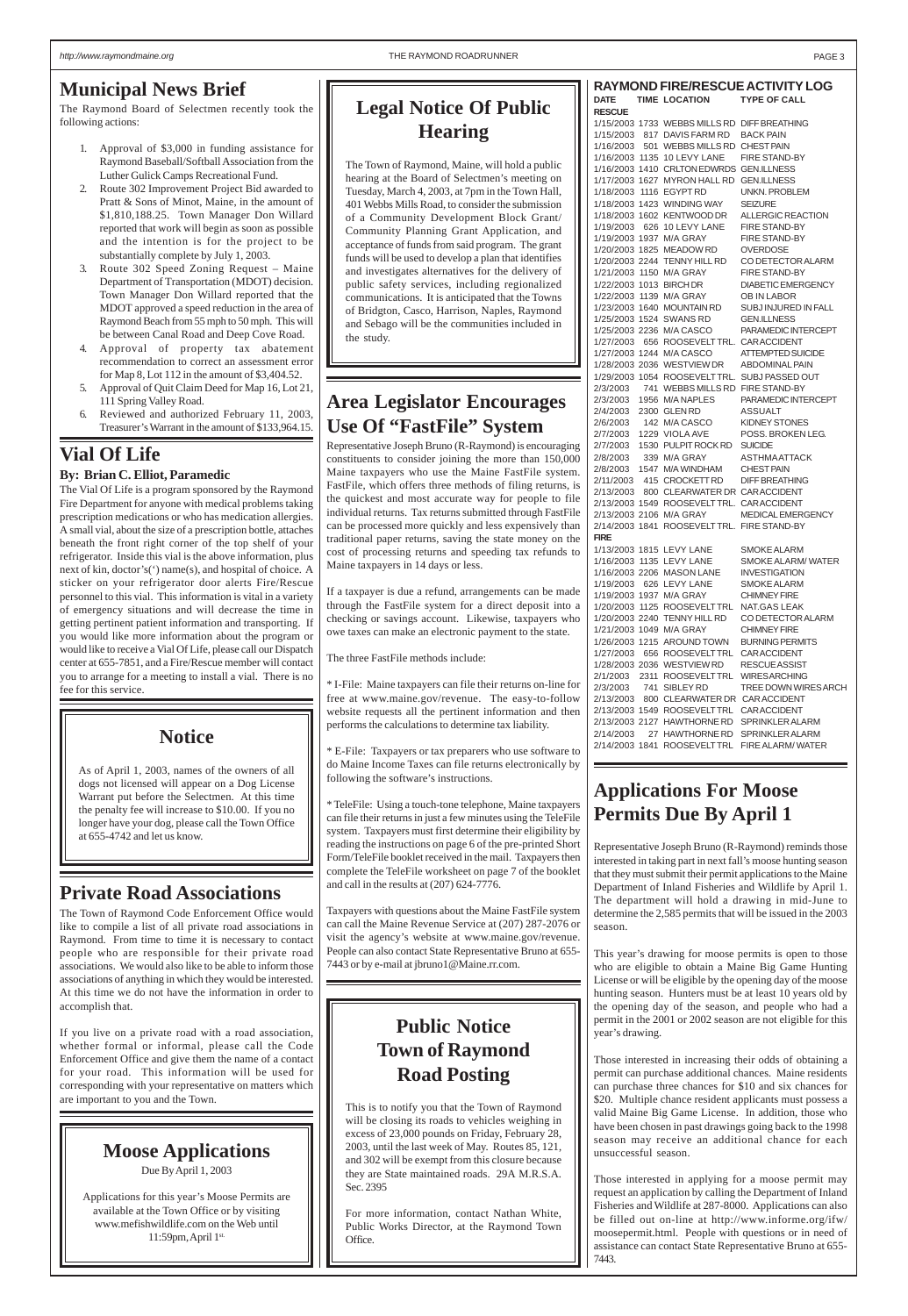## Municipal News Brief

The Raymond Board of Selectmen recently took the following actions:

1. Approval of $3,000 in funding assistance for Raymond Baseball/Softball Association from the Luther Gulick Camps Recreational Fund.
2. Route 302 Improvement Project Bid awarded to Pratt & Sons of Minot, Maine, in the amount of $1,810,188.25. Town Manager Don Willard reported that work will begin as soon as possible and the intention is for the project to be substantially complete by July 1, 2003.
3. Route 302 Speed Zoning Request – Maine Department of Transportation (MDOT) decision. Town Manager Don Willard reported that the MDOT approved a speed reduction in the area of Raymond Beach from 55 mph to 50 mph. This will be between Canal Road and Deep Cove Road.
4. Approval of property tax abatement recommendation to correct an assessment error for Map 8, Lot 112 in the amount of $3,404.52.
5. Approval of Quit Claim Deed for Map 16, Lot 21, 111 Spring Valley Road.
6. Reviewed and authorized February 11, 2003, Treasurer's Warrant in the amount of $133,964.15.

## Vial Of Life

**By: Brian C. Elliot, Paramedic**

The Vial Of Life is a program sponsored by the Raymond Fire Department for anyone with medical problems taking prescription medications or who has medication allergies. A small vial, about the size of a prescription bottle, attaches beneath the front right corner of the top shelf of your refrigerator. Inside this vial is the above information, plus next of kin, doctor's(') name(s), and hospital of choice. A sticker on your refrigerator door alerts Fire/Rescue personnel to this vial. This information is vital in a variety of emergency situations and will decrease the time in getting pertinent patient information and transporting. If you would like more information about the program or would like to receive a Vial Of Life, please call our Dispatch center at 655-7851, and a Fire/Rescue member will contact you to arrange for a meeting to install a vial. There is no fee for this service.

## Notice

As of April 1, 2003, names of the owners of all dogs not licensed will appear on a Dog License Warrant put before the Selectmen. At this time the penalty fee will increase to $10.00. If you no longer have your dog, please call the Town Office at 655-4742 and let us know.

## Private Road Associations

The Town of Raymond Code Enforcement Office would like to compile a list of all private road associations in Raymond. From time to time it is necessary to contact people who are responsible for their private road associations. We would also like to be able to inform those associations of anything in which they would be interested. At this time we do not have the information in order to accomplish that.

If you live on a private road with a road association, whether formal or informal, please call the Code Enforcement Office and give them the name of a contact for your road. This information will be used for corresponding with your representative on matters which are important to you and the Town.

## Moose Applications

Due By April 1, 2003

Applications for this year's Moose Permits are available at the Town Office or by visiting www.mefishwildlife.com on the Web until 11:59pm, April 1st.

## Legal Notice Of Public Hearing

The Town of Raymond, Maine, will hold a public hearing at the Board of Selectmen's meeting on Tuesday, March 4, 2003, at 7pm in the Town Hall, 401 Webbs Mills Road, to consider the submission of a Community Development Block Grant/ Community Planning Grant Application, and acceptance of funds from said program. The grant funds will be used to develop a plan that identifies and investigates alternatives for the delivery of public safety services, including regionalized communications. It is anticipated that the Towns of Bridgton, Casco, Harrison, Naples, Raymond and Sebago will be the communities included in the study.

## Area Legislator Encourages Use Of "FastFile" System

Representative Joseph Bruno (R-Raymond) is encouraging constituents to consider joining the more than 150,000 Maine taxpayers who use the Maine FastFile system. FastFile, which offers three methods of filing returns, is the quickest and most accurate way for people to file individual returns. Tax returns submitted through FastFile can be processed more quickly and less expensively than traditional paper returns, saving the state money on the cost of processing returns and speeding tax refunds to Maine taxpayers in 14 days or less.

If a taxpayer is due a refund, arrangements can be made through the FastFile system for a direct deposit into a checking or savings account. Likewise, taxpayers who owe taxes can make an electronic payment to the state.

The three FastFile methods include:

* I-File: Maine taxpayers can file their returns on-line for free at www.maine.gov/revenue. The easy-to-follow website requests all the pertinent information and then performs the calculations to determine tax liability.

* E-File: Taxpayers or tax preparers who use software to do Maine Income Taxes can file returns electronically by following the software's instructions.

* TeleFile: Using a touch-tone telephone, Maine taxpayers can file their returns in just a few minutes using the TeleFile system. Taxpayers must first determine their eligibility by reading the instructions on page 6 of the pre-printed Short Form/TeleFile booklet received in the mail. Taxpayers then complete the TeleFile worksheet on page 7 of the booklet and call in the results at (207) 624-7776.

Taxpayers with questions about the Maine FastFile system can call the Maine Revenue Service at (207) 287-2076 or visit the agency's website at www.maine.gov/revenue. People can also contact State Representative Bruno at 655-7443 or by e-mail at jbruno1@Maine.rr.com.

## Public Notice Town of Raymond Road Posting

This is to notify you that the Town of Raymond will be closing its roads to vehicles weighing in excess of 23,000 pounds on Friday, February 28, 2003, until the last week of May. Routes 85, 121, and 302 will be exempt from this closure because they are State maintained roads. 29A M.R.S.A. Sec. 2395

For more information, contact Nathan White, Public Works Director, at the Raymond Town Office.

## RAYMOND FIRE/RESCUE ACTIVITY LOG

| DATE | TIME | LOCATION | TYPE OF CALL |
|---|---|---|---|
| **RESCUE** | | | |
| 1/15/2003 | 1733 | WEBBS MILLS RD | DIFF BREATHING |
| 1/15/2003 | 817 | DAVIS FARM RD | BACK PAIN |
| 1/16/2003 | 501 | WEBBS MILLS RD | CHEST PAIN |
| 1/16/2003 | 1135 | 10 LEVY LANE | FIRE STAND-BY |
| 1/16/2003 | 1410 | CRLTON EDWRDS | GEN.ILLNESS |
| 1/17/2003 | 1627 | MYRON HALL RD | GEN.ILLNESS |
| 1/18/2003 | 1116 | EGYPT RD | UNKN. PROBLEM |
| 1/18/2003 | 1423 | WINDING WAY | SEIZURE |
| 1/18/2003 | 1602 | KENTWOOD DR | ALLERGIC REACTION |
| 1/19/2003 | 626 | 10 LEVY LANE | FIRE STAND-BY |
| 1/19/2003 | 1937 | M/A GRAY | FIRE STAND-BY |
| 1/20/2003 | 1825 | MEADOW RD | OVERDOSE |
| 1/20/2003 | 2244 | TENNY HILL RD | CO DETECTOR ALARM |
| 1/21/2003 | 1150 | M/A GRAY | FIRE STAND-BY |
| 1/22/2003 | 1013 | BIRCH DR | DIABETIC EMERGENCY |
| 1/22/2003 | 1139 | M/A GRAY | OB IN LABOR |
| 1/23/2003 | 1640 | MOUNTAIN RD | SUBJ INJURED IN FALL |
| 1/25/2003 | 1524 | SWANS RD | GEN.ILLNESS |
| 1/25/2003 | 2236 | M/A CASCO | PARAMEDIC INTERCEPT |
| 1/27/2003 | 656 | ROOSEVELT TRL. | CAR ACCIDENT |
| 1/27/2003 | 1244 | M/A CASCO | ATTEMPTED SUICIDE |
| 1/28/2003 | 2036 | WESTVIEW DR | ABDOMINAL PAIN |
| 1/29/2003 | 1054 | ROOSEVELT TRL. | SUBJ PASSED OUT |
| 2/3/2003 | 741 | WEBBS MILLS RD | FIRE STAND-BY |
| 2/3/2003 | 1956 | M/A NAPLES | PARAMEDIC INTERCEPT |
| 2/4/2003 | 2300 | GLEN RD | ASSUALT |
| 2/6/2003 | 142 | M/A CASCO | KIDNEY STONES |
| 2/7/2003 | 1229 | VIOLA AVE | POSS. BROKEN LEG. |
| 2/7/2003 | 1530 | PULPIT ROCK RD | SUICIDE |
| 2/8/2003 | 339 | M/A GRAY | ASTHMA ATTACK |
| 2/8/2003 | 1547 | M/A WINDHAM | CHEST PAIN |
| 2/11/2003 | 415 | CROCKETT RD | DIFF BREATHING |
| 2/13/2003 | 800 | CLEARWATER DR | CAR ACCIDENT |
| 2/13/2003 | 1549 | ROOSEVELT TRL. | CAR ACCIDENT |
| 2/13/2003 | 2106 | M/A GRAY | MEDICAL EMERGENCY |
| 2/14/2003 | 1841 | ROOSEVELT TRL. | FIRE STAND-BY |
| **FIRE** | | | |
| 1/13/2003 | 1815 | LEVY LANE | SMOKE ALARM |
| 1/16/2003 | 1135 | LEVY LANE | SMOKE ALARM/ WATER |
| 1/16/2003 | 2206 | MASON LANE | INVESTIGATION |
| 1/19/2003 | 626 | LEVY LANE | SMOKE ALARM |
| 1/19/2003 | 1937 | M/A GRAY | CHIMNEY FIRE |
| 1/20/2003 | 1125 | ROOSEVELT TRL | NAT.GAS LEAK |
| 1/20/2003 | 2240 | TENNY HILL RD | CO DETECTOR ALARM |
| 1/21/2003 | 1049 | M/A GRAY | CHIMNEY FIRE |
| 1/26/2003 | 1215 | AROUND TOWN | BURNING PERMITS |
| 1/27/2003 | 656 | ROOSEVELT TRL | CAR ACCIDENT |
| 1/28/2003 | 2036 | WESTVIEW RD | RESCUE ASSIST |
| 2/1/2003 | 2311 | ROOSEVELT TRL | WIRES ARCHING |
| 2/3/2003 | 741 | SIBLEY RD | TREE DOWN WIRES ARCH |
| 2/13/2003 | 800 | CLEARWATER DR | CAR ACCIDENT |
| 2/13/2003 | 1549 | ROOSEVELT TRL | CAR ACCIDENT |
| 2/13/2003 | 2127 | HAWTHORNE RD | SPRINKLER ALARM |
| 2/14/2003 | 27 | HAWTHORNE RD | SPRINKLER ALARM |
| 2/14/2003 | 1841 | ROOSEVELT TRL | FIRE ALARM/ WATER |

## Applications For Moose Permits Due By April 1

Representative Joseph Bruno (R-Raymond) reminds those interested in taking part in next fall's moose hunting season that they must submit their permit applications to the Maine Department of Inland Fisheries and Wildlife by April 1. The department will hold a drawing in mid-June to determine the 2,585 permits that will be issued in the 2003 season.

This year's drawing for moose permits is open to those who are eligible to obtain a Maine Big Game Hunting License or will be eligible by the opening day of the moose hunting season. Hunters must be at least 10 years old by the opening day of the season, and people who had a permit in the 2001 or 2002 season are not eligible for this year's drawing.

Those interested in increasing their odds of obtaining a permit can purchase additional chances. Maine residents can purchase three chances for $10 and six chances for $20. Multiple chance resident applicants must possess a valid Maine Big Game License. In addition, those who have been chosen in past drawings going back to the 1998 season may receive an additional chance for each unsuccessful season.

Those interested in applying for a moose permit may request an application by calling the Department of Inland Fisheries and Wildlife at 287-8000. Applications can also be filled out on-line at http://www.informe.org/ifw/moosepermit.html. People with questions or in need of assistance can contact State Representative Bruno at 655-7443.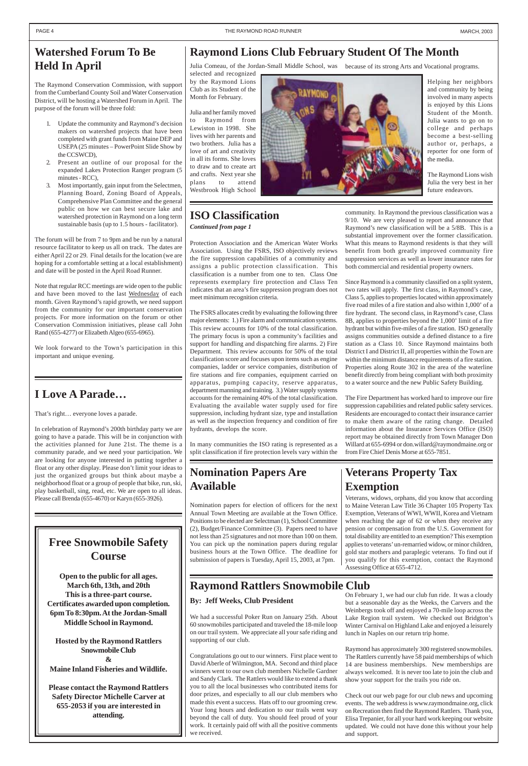## Watershed Forum To Be Held In April

The Raymond Conservation Commission, with support from the Cumberland County Soil and Water Conservation District, will be hosting a Watershed Forum in April. The purpose of the forum will be three fold:

1. Update the community and Raymond's decision makers on watershed projects that have been completed with grant funds from Maine DEP and USEPA (25 minutes – PowerPoint Slide Show by the CCSWCD),
2. Present an outline of our proposal for the expanded Lakes Protection Ranger program (5 minutes - RCC),
3. Most importantly, gain input from the Selectmen, Planning Board, Zoning Board of Appeals, Comprehensive Plan Committee and the general public on how we can best secure lake and watershed protection in Raymond on a long term sustainable basis (up to 1.5 hours - facilitator).

The forum will be from 7 to 9pm and be run by a natural resource facilitator to keep us all on track. The dates are either April 22 or 29. Final details for the location (we are hoping for a comfortable setting at a local establishment) and date will be posted in the April Road Runner.

Note that regular RCC meetings are wide open to the public and have been moved to the last Wednesday of each month. Given Raymond's rapid growth, we need support from the community for our important conservation projects. For more information on the forum or other Conservation Commission initiatives, please call John Rand (655-4277) or Elizabeth Algeo (655-6965).

We look forward to the Town's participation in this important and unique evening.

## I Love A Parade…

That's right… everyone loves a parade.

In celebration of Raymond's 200th birthday party we are going to have a parade. This will be in conjunction with the activities planned for June 21st. The theme is a community parade, and we need your participation. We are looking for anyone interested in putting together a float or any other display. Please don't limit your ideas to just the organized groups but think about maybe a neighborhood float or a group of people that bike, run, ski, play basketball, sing, read, etc. We are open to all ideas. Please call Brenda (655-4670) or Karyn (655-3926).

## Free Snowmobile Safety Course

**Open to the public for all ages.**
**March 6th, 13th, and 20th**
**This is a three-part course.**
**Certificates awarded upon completion.**
**6pm To 8:30pm. At the Jordan-Small Middle School in Raymond.**

**Hosted by the Raymond Rattlers Snowmobile Club**
**&**
**Maine Inland Fisheries and Wildlife.**

**Please contact the Raymond Rattlers Safety Director Michelle Carver at 655-2053 if you are interested in attending.**

## Raymond Lions Club February Student Of The Month

Julia Comeau, of the Jordan-Small Middle School, was selected and recognized by the Raymond Lions Club as its Student of the Month for February.

Julia and her family moved to Raymond from Lewiston in 1998. She lives with her parents and two brothers. Julia has a love of art and creativity in all its forms. She loves to draw and to create art and crafts. Next year she plans to attend Westbrook High School because of its strong Arts and Vocational programs.

Helping her neighbors and community by being involved in many aspects is enjoyed by this Lions Student of the Month. Julia wants to go on to college and perhaps become a best-selling author or, perhaps, a reporter for one form of the media.

The Raymond Lions wish Julia the very best in her future endeavors.

## ISO Classification

*Continued from page 1*

Protection Association and the American Water Works Association. Using the FSRS, ISO objectively reviews the fire suppression capabilities of a community and assigns a public protection classification. This classification is a number from one to ten. Class One represents exemplary fire protection and Class Ten indicates that an area's fire suppression program does not meet minimum recognition criteria.

The FSRS allocates credit by evaluating the following three major elements: 1.) Fire alarm and communication systems. This review accounts for 10% of the total classification. The primary focus is upon a community's facilities and support for handling and dispatching fire alarms. 2) Fire Department. This review accounts for 50% of the total classification score and focuses upon items such as engine companies, ladder or service companies, distribution of fire stations and fire companies, equipment carried on apparatus, pumping capacity, reserve apparatus, department manning and training. 3.) Water supply systems accounts for the remaining 40% of the total classification. Evaluating the available water supply used for fire suppression, including hydrant size, type and installation as well as the inspection frequency and condition of fire hydrants, develops the score.

In many communities the ISO rating is represented as a split classification if fire protection levels vary within the community. In Raymond the previous classification was a 9/10. We are very pleased to report and announce that Raymond's new classification will be a 5/8B. This is a substantial improvement over the former classification. What this means to Raymond residents is that they will benefit from both greatly improved community fire suppression services as well as lower insurance rates for both commercial and residential property owners.

Since Raymond is a community classified on a split system, two rates will apply. The first class, in Raymond's case, Class 5, applies to properties located within approximately five road miles of a fire station and also within 1,000' of a fire hydrant. The second class, in Raymond's case, Class 8B, applies to properties beyond the 1,000' limit of a fire hydrant but within five-miles of a fire station. ISO generally assigns communities outside a defined distance to a fire station as a Class 10. Since Raymond maintains both District I and District II, all properties within the Town are within the minimum distance requirements of a fire station. Properties along Route 302 in the area of the waterline benefit directly from being compliant with both proximity to a water source and the new Public Safety Building.

The Fire Department has worked hard to improve our fire suppression capabilities and related public safety services. Residents are encouraged to contact their insurance carrier to make them aware of the rating change. Detailed information about the Insurance Services Office (ISO) report may be obtained directly from Town Manager Don Willard at 655-6994 or don.willard@raymondmaine.org or from Fire Chief Denis Morse at 655-7851.

## Nomination Papers Are Available

Nomination papers for election of officers for the next Annual Town Meeting are available at the Town Office. Positions to be elected are Selectman (1), School Committee (2), Budget/Finance Committee (3). Papers need to have not less than 25 signatures and not more than 100 on them. You can pick up the nomination papers during regular business hours at the Town Office. The deadline for submission of papers is Tuesday, April 15, 2003, at 7pm.

## Veterans Property Tax Exemption

Veterans, widows, orphans, did you know that according to Maine Veteran Law Title 36 Chapter 105 Property Tax Exemption, Veterans of WWI, WWII, Korea and Vietnam when reaching the age of 62 or when they receive any pension or compensation from the U.S. Government for total disability are entitled to an exemption? This exemption applies to veterans' un-remarried widow, or minor children, gold star mothers and paraplegic veterans. To find out if you qualify for this exemption, contact the Raymond Assessing Office at 655-4712.

## Raymond Rattlers Snowmobile Club

**By: Jeff Weeks, Club President**

We had a successful Poker Run on January 25th. About 60 snowmobiles participated and traveled the 18-mile loop on our trail system. We appreciate all your safe riding and supporting of our club.

Congratulations go out to our winners. First place went to David Aberle of Wilmington, MA. Second and third place winners went to our own club members Nichelle Gardner and Sandy Clark. The Rattlers would like to extend a thank you to all the local businesses who contributed items for door prizes, and especially to all our club members who made this event a success. Hats off to our grooming crew. Your long hours and dedication to our trails went way beyond the call of duty. You should feel proud of your work. It certainly paid off with all the positive comments we received.

On February 1, we had our club fun ride. It was a cloudy but a seasonable day as the Weeks, the Carvers and the Weinbergs took off and enjoyed a 70-mile loop across the Lake Region trail system. We checked out Bridgton's Winter Carnival on Highland Lake and enjoyed a leisurely lunch in Naples on our return trip home.

Raymond has approximately 300 registered snowmobiles. The Rattlers currently have 58 paid memberships of which 14 are business memberships. New memberships are always welcomed. It is never too late to join the club and show your support for the trails you ride on.

Check out our web page for our club news and upcoming events. The web address is www.raymondmaine.org, click on Recreation then find the Raymond Rattlers. Thank you, Elisa Trepanier, for all your hard work keeping our website updated. We could not have done this without your help and support.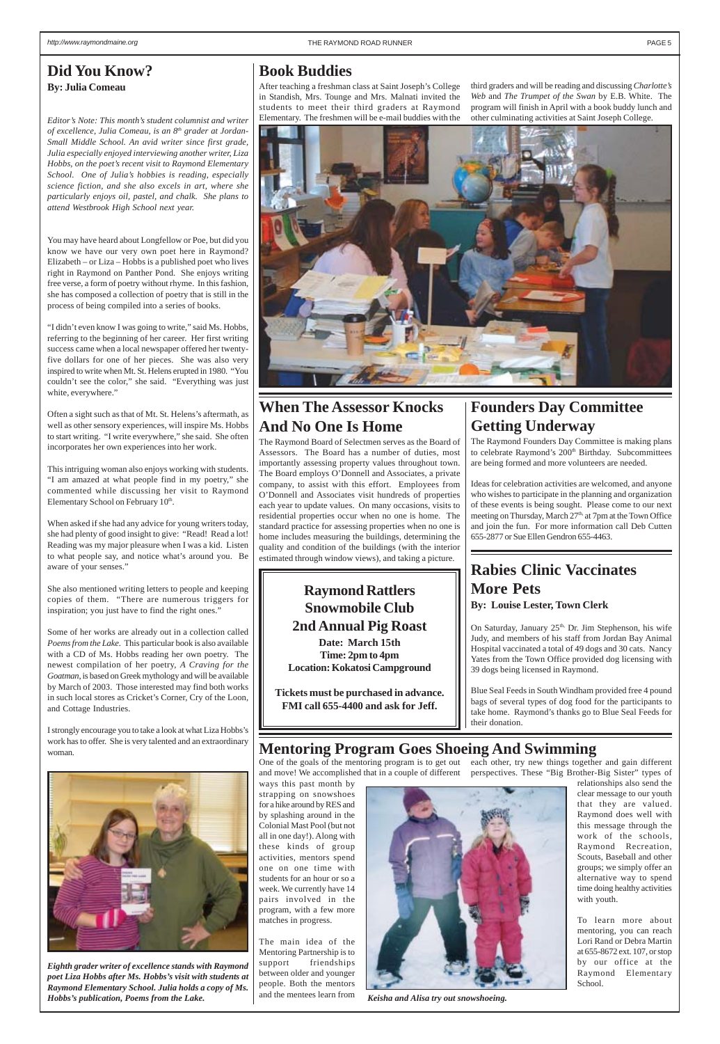# Did You Know?

**By: Julia Comeau**

*Editor's Note: This month's student columnist and writer of excellence, Julia Comeau, is an 8th grader at Jordan-Small Middle School. An avid writer since first grade, Julia especially enjoyed interviewing another writer, Liza Hobbs, on the poet's recent visit to Raymond Elementary School. One of Julia's hobbies is reading, especially science fiction, and she also excels in art, where she particularly enjoys oil, pastel, and chalk. She plans to attend Westbrook High School next year.*

You may have heard about Longfellow or Poe, but did you know we have our very own poet here in Raymond? Elizabeth – or Liza – Hobbs is a published poet who lives right in Raymond on Panther Pond. She enjoys writing free verse, a form of poetry without rhyme. In this fashion, she has composed a collection of poetry that is still in the process of being compiled into a series of books.

"I didn't even know I was going to write," said Ms. Hobbs, referring to the beginning of her career. Her first writing success came when a local newspaper offered her twenty-five dollars for one of her pieces. She was also very inspired to write when Mt. St. Helens erupted in 1980. "You couldn't see the color," she said. "Everything was just white, everywhere."

Often a sight such as that of Mt. St. Helens's aftermath, as well as other sensory experiences, will inspire Ms. Hobbs to start writing. "I write everywhere," she said. She often incorporates her own experiences into her work.

This intriguing woman also enjoys working with students. "I am amazed at what people find in my poetry," she commented while discussing her visit to Raymond Elementary School on February 10th.

When asked if she had any advice for young writers today, she had plenty of good insight to give: "Read! Read a lot! Reading was my major pleasure when I was a kid. Listen to what people say, and notice what's around you. Be aware of your senses."

She also mentioned writing letters to people and keeping copies of them. "There are numerous triggers for inspiration; you just have to find the right ones."

Some of her works are already out in a collection called *Poems from the Lake*. This particular book is also available with a CD of Ms. Hobbs reading her own poetry. The newest compilation of her poetry, *A Craving for the Goatman*, is based on Greek mythology and will be available by March of 2003. Those interested may find both works in such local stores as Cricket's Corner, Cry of the Loon, and Cottage Industries.

I strongly encourage you to take a look at what Liza Hobbs's work has to offer. She is very talented and an extraordinary woman.

***Eighth grader writer of excellence stands with Raymond poet Liza Hobbs after Ms. Hobbs's visit with students at Raymond Elementary School. Julia holds a copy of Ms. Hobbs's publication, Poems from the Lake.***

# Book Buddies

After teaching a freshman class at Saint Joseph's College in Standish, Mrs. Tounge and Mrs. Malnati invited the students to meet their third graders at Raymond Elementary. The freshmen will be e-mail buddies with the third graders and will be reading and discussing *Charlotte's Web* and *The Trumpet of the Swan* by E.B. White. The program will finish in April with a book buddy lunch and other culminating activities at Saint Joseph College.

# When The Assessor Knocks And No One Is Home

The Raymond Board of Selectmen serves as the Board of Assessors. The Board has a number of duties, most importantly assessing property values throughout town. The Board employs O'Donnell and Associates, a private company, to assist with this effort. Employees from O'Donnell and Associates visit hundreds of properties each year to update values. On many occasions, visits to residential properties occur when no one is home. The standard practice for assessing properties when no one is home includes measuring the buildings, determining the quality and condition of the buildings (with the interior estimated through window views), and taking a picture.

## Raymond Rattlers Snowmobile Club 2nd Annual Pig Roast

**Date: March 15th**
**Time: 2pm to 4pm**
**Location: Kokatosi Campground**

**Tickets must be purchased in advance. FMI call 655-4400 and ask for Jeff.**

# Founders Day Committee Getting Underway

The Raymond Founders Day Committee is making plans to celebrate Raymond's 200th Birthday. Subcommittees are being formed and more volunteers are needed.

Ideas for celebration activities are welcomed, and anyone who wishes to participate in the planning and organization of these events is being sought. Please come to our next meeting on Thursday, March 27th at 7pm at the Town Office and join the fun. For more information call Deb Cutten 655-2877 or Sue Ellen Gendron 655-4463.

# Rabies Clinic Vaccinates More Pets

**By: Louise Lester, Town Clerk**

On Saturday, January 25th, Dr. Jim Stephenson, his wife Judy, and members of his staff from Jordan Bay Animal Hospital vaccinated a total of 49 dogs and 30 cats. Nancy Yates from the Town Office provided dog licensing with 39 dogs being licensed in Raymond.

Blue Seal Feeds in South Windham provided free 4 pound bags of several types of dog food for the participants to take home. Raymond's thanks go to Blue Seal Feeds for their donation.

# Mentoring Program Goes Shoeing And Swimming

One of the goals of the mentoring program is to get out and move! We accomplished that in a couple of different ways this past month by strapping on snowshoes for a hike around by RES and by splashing around in the Colonial Mast Pool (but not all in one day!). Along with these kinds of group activities, mentors spend one on one time with students for an hour or so a week. We currently have 14 pairs involved in the program, with a few more matches in progress.

The main idea of the Mentoring Partnership is to support friendships between older and younger people. Both the mentors and the mentees learn from each other, try new things together and gain different perspectives. These "Big Brother-Big Sister" types of relationships also send the clear message to our youth that they are valued. Raymond does well with this message through the work of the schools, Raymond Recreation, Scouts, Baseball and other groups; we simply offer an alternative way to spend time doing healthy activities with youth.

To learn more about mentoring, you can reach Lori Rand or Debra Martin at 655-8672 ext. 107, or stop by our office at the Raymond Elementary School.

***Keisha and Alisa try out snowshoeing.***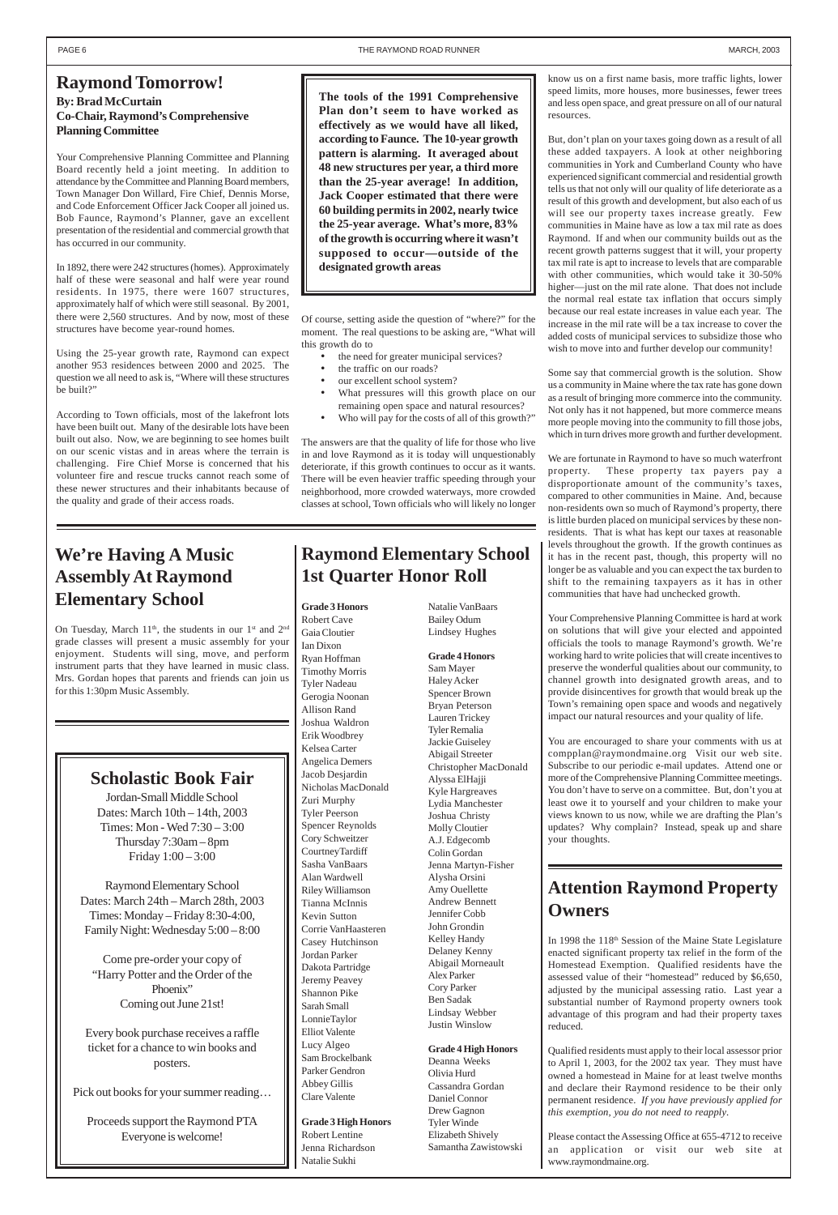# Raymond Tomorrow!

**By: Brad McCurtain**
**Co-Chair, Raymond's Comprehensive Planning Committee**

Your Comprehensive Planning Committee and Planning Board recently held a joint meeting. In addition to attendance by the Committee and Planning Board members, Town Manager Don Willard, Fire Chief, Dennis Morse, and Code Enforcement Officer Jack Cooper all joined us. Bob Faunce, Raymond's Planner, gave an excellent presentation of the residential and commercial growth that has occurred in our community.

In 1892, there were 242 structures (homes). Approximately half of these were seasonal and half were year round residents. In 1975, there were 1607 structures, approximately half of which were still seasonal. By 2001, there were 2,560 structures. And by now, most of these structures have become year-round homes.

Using the 25-year growth rate, Raymond can expect another 953 residences between 2000 and 2025. The question we all need to ask is, "Where will these structures be built?"

According to Town officials, most of the lakefront lots have been built out. Many of the desirable lots have been built out also. Now, we are beginning to see homes built on our scenic vistas and in areas where the terrain is challenging. Fire Chief Morse is concerned that his volunteer fire and rescue trucks cannot reach some of these newer structures and their inhabitants because of the quality and grade of their access roads.

**The tools of the 1991 Comprehensive Plan don't seem to have worked as effectively as we would have all liked, according to Faunce. The 10-year growth pattern is alarming. It averaged about 48 new structures per year, a third more than the 25-year average! In addition, Jack Cooper estimated that there were 60 building permits in 2002, nearly twice the 25-year average. What's more, 83% of the growth is occurring where it wasn't supposed to occur—outside of the designated growth areas**

Of course, setting aside the question of "where?" for the moment. The real questions to be asking are, "What will this growth do to

- the need for greater municipal services?
- the traffic on our roads?
- our excellent school system?
- What pressures will this growth place on our remaining open space and natural resources?
- Who will pay for the costs of all of this growth?"

The answers are that the quality of life for those who live in and love Raymond as it is today will unquestionably deteriorate, if this growth continues to occur as it wants. There will be even heavier traffic speeding through your neighborhood, more crowded waterways, more crowded classes at school, Town officials who will likely no longer know us on a first name basis, more traffic lights, lower speed limits, more houses, more businesses, fewer trees and less open space, and great pressure on all of our natural resources.

But, don't plan on your taxes going down as a result of all these added taxpayers. A look at other neighboring communities in York and Cumberland County who have experienced significant commercial and residential growth tells us that not only will our quality of life deteriorate as a result of this growth and development, but also each of us will see our property taxes increase greatly. Few communities in Maine have as low a tax mil rate as does Raymond. If and when our community builds out as the recent growth patterns suggest that it will, your property tax mil rate is apt to increase to levels that are comparable with other communities, which would take it 30-50% higher—just on the mil rate alone. That does not include the normal real estate tax inflation that occurs simply because our real estate increases in value each year. The increase in the mil rate will be a tax increase to cover the added costs of municipal services to subsidize those who wish to move into and further develop our community!

Some say that commercial growth is the solution. Show us a community in Maine where the tax rate has gone down as a result of bringing more commerce into the community. Not only has it not happened, but more commerce means more people moving into the community to fill those jobs, which in turn drives more growth and further development.

We are fortunate in Raymond to have so much waterfront property. These property tax payers pay a disproportionate amount of the community's taxes, compared to other communities in Maine. And, because non-residents own so much of Raymond's property, there is little burden placed on municipal services by these non-residents. That is what has kept our taxes at reasonable levels throughout the community. If the growth continues as it has in the recent past, though, this property will no longer be as valuable and you can expect the tax burden to shift to the remaining taxpayers as it has in other communities that have had unchecked growth.

Your Comprehensive Planning Committee is hard at work on solutions that will give your elected and appointed officials the tools to manage Raymond's growth. We're working hard to write policies that will create incentives to preserve the wonderful qualities about our community, to channel growth into designated growth areas, and to provide disincentives for growth that would break up the Town's remaining open space and woods and negatively impact our natural resources and your quality of life.

You are encouraged to share your comments with us at compplan@raymondmaine.org Visit our web site. Subscribe to our periodic e-mail updates. Attend one or more of the Comprehensive Planning Committee meetings. You don't have to serve on a committee. But, don't you at least owe it to yourself and your children to make your views known to us now, while we are drafting the Plan's updates? Why complain? Instead, speak up and share your thoughts.

# We're Having A Music Assembly At Raymond Elementary School

On Tuesday, March 11th, the students in our 1st and 2nd grade classes will present a music assembly for your enjoyment. Students will sing, move, and perform instrument parts that they have learned in music class. Mrs. Gordan hopes that parents and friends can join us for this 1:30pm Music Assembly.

# Scholastic Book Fair

Jordan-Small Middle School
Dates: March 10th – 14th, 2003
Times: Mon - Wed 7:30 – 3:00
Thursday 7:30am – 8pm
Friday 1:00 – 3:00

Raymond Elementary School
Dates: March 24th – March 28th, 2003
Times: Monday – Friday 8:30-4:00,
Family Night: Wednesday 5:00 – 8:00

Come pre-order your copy of "Harry Potter and the Order of the Phoenix"
Coming out June 21st!

Every book purchase receives a raffle ticket for a chance to win books and posters.

Pick out books for your summer reading…

Proceeds support the Raymond PTA
Everyone is welcome!

# Raymond Elementary School 1st Quarter Honor Roll

**Grade 3 Honors**
Robert Cave
Gaia Cloutier
Ian Dixon
Ryan Hoffman
Timothy Morris
Tyler Nadeau
Gerogia Noonan
Allison Rand
Joshua Waldron
Erik Woodbrey
Kelsea Carter
Angelica Demers
Jacob Desjardin
Nicholas MacDonald
Zuri Murphy
Tyler Peerson
Spencer Reynolds
Cory Schweitzer
Courtney Tardiff
Sasha VanBaars
Alan Wardwell
Riley Williamson
Tianna McInnis
Kevin Sutton
Corrie VanHaasteren
Casey Hutchinson
Jordan Parker
Dakota Partridge
Jeremy Peavey
Shannon Pike
Sarah Small
Lonnie Taylor
Elliot Valente
Lucy Algeo
Sam Brockelbank
Parker Gendron
Abbey Gillis
Clare Valente

**Grade 3 High Honors**
Robert Lentine
Jenna Richardson
Natalie Sukhi
Natalie VanBaars
Bailey Odum
Lindsey Hughes

**Grade 4 Honors**
Sam Mayer
Haley Acker
Spencer Brown
Bryan Peterson
Lauren Trickey
Tyler Remalia
Jackie Guiseley
Abigail Streeter
Christopher MacDonald
Alyssa ElHajji
Kyle Hargreaves
Lydia Manchester
Joshua Christy
Molly Cloutier
A.J. Edgecomb
Colin Gordan
Jenna Martyn-Fisher
Alysha Orsini
Amy Ouellette
Andrew Bennett
Jennifer Cobb
John Grondin
Kelley Handy
Delaney Kenny
Abigail Morneault
Alex Parker
Cory Parker
Ben Sadak
Lindsay Webber
Justin Winslow

**Grade 4 High Honors**
Deanna Weeks
Olivia Hurd
Cassandra Gordan
Daniel Connor
Drew Gagnon
Tyler Winde
Elizabeth Shively
Samantha Zawistowski

# Attention Raymond Property Owners

In 1998 the 118th Session of the Maine State Legislature enacted significant property tax relief in the form of the Homestead Exemption. Qualified residents have the assessed value of their "homestead" reduced by $6,650, adjusted by the municipal assessing ratio. Last year a substantial number of Raymond property owners took advantage of this program and had their property taxes reduced.

Qualified residents must apply to their local assessor prior to April 1, 2003, for the 2002 tax year. They must have owned a homestead in Maine for at least twelve months and declare their Raymond residence to be their only permanent residence. *If you have previously applied for this exemption, you do not need to reapply.*

Please contact the Assessing Office at 655-4712 to receive an application or visit our web site at www.raymondmaine.org.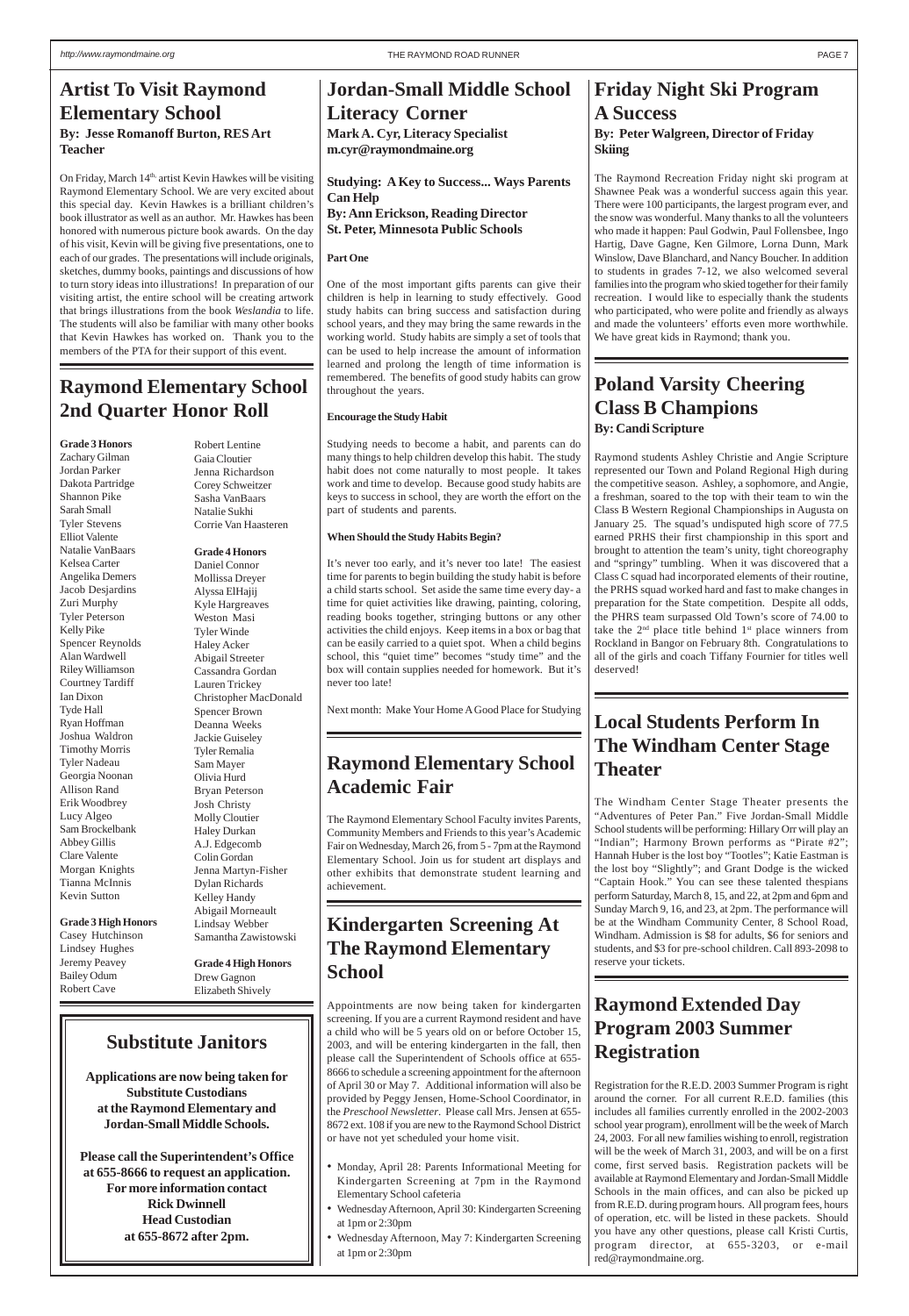## Artist To Visit Raymond Elementary School

**By: Jesse Romanoff Burton, RES Art Teacher**

On Friday, March 14th, artist Kevin Hawkes will be visiting Raymond Elementary School. We are very excited about this special day. Kevin Hawkes is a brilliant children's book illustrator as well as an author. Mr. Hawkes has been honored with numerous picture book awards. On the day of his visit, Kevin will be giving five presentations, one to each of our grades. The presentations will include originals, sketches, dummy books, paintings and discussions of how to turn story ideas into illustrations! In preparation of our visiting artist, the entire school will be creating artwork that brings illustrations from the book *Weslandia* to life. The students will also be familiar with many other books that Kevin Hawkes has worked on. Thank you to the members of the PTA for their support of this event.

## Raymond Elementary School 2nd Quarter Honor Roll

**Grade 3 Honors**
Zachary Gilman
Jordan Parker
Dakota Partridge
Shannon Pike
Sarah Small
Tyler Stevens
Elliot Valente
Natalie VanBaars
Kelsea Carter
Angelika Demers
Jacob Desjardins
Zuri Murphy
Tyler Peterson
Kelly Pike
Spencer Reynolds
Alan Wardwell
Riley Williamson
Courtney Tardiff
Ian Dixon
Tyde Hall
Ryan Hoffman
Joshua Waldron
Timothy Morris
Tyler Nadeau
Georgia Noonan
Allison Rand
Erik Woodbrey
Lucy Algeo
Sam Brockelbank
Abbey Gillis
Clare Valente
Morgan Knights
Tianna McInnis
Kevin Sutton
Robert Lentine
Gaia Cloutier
Jenna Richardson
Corey Schweitzer
Sasha VanBaars
Natalie Sukhi
Corrie Van Haasteren

**Grade 3 High Honors**
Casey Hutchinson
Lindsey Hughes
Jeremy Peavey
Bailey Odum
Robert Cave

**Grade 4 Honors**
Daniel Connor
Mollissa Dreyer
Alyssa ElHajij
Kyle Hargreaves
Weston Masi
Tyler Winde
Haley Acker
Abigail Streeter
Cassandra Gordan
Lauren Trickey
Christopher MacDonald
Spencer Brown
Deanna Weeks
Jackie Guiseley
Tyler Remalia
Sam Mayer
Olivia Hurd
Bryan Peterson
Josh Christy
Molly Cloutier
Haley Durkan
A.J. Edgecomb
Colin Gordan
Jenna Martyn-Fisher
Dylan Richards
Kelley Handy
Abigail Morneault
Lindsay Webber
Samantha Zawistowski

**Grade 4 High Honors**
Drew Gagnon
Elizabeth Shively

## Substitute Janitors

**Applications are now being taken for Substitute Custodians at the Raymond Elementary and Jordan-Small Middle Schools.**

**Please call the Superintendent's Office at 655-8666 to request an application. For more information contact Rick Dwinnell Head Custodian at 655-8672 after 2pm.**

## Jordan-Small Middle School Literacy Corner

**Mark A. Cyr, Literacy Specialist**
**m.cyr@raymondmaine.org**

**Studying: A Key to Success... Ways Parents Can Help**
**By: Ann Erickson, Reading Director**
**St. Peter, Minnesota Public Schools**

**Part One**

One of the most important gifts parents can give their children is help in learning to study effectively. Good study habits can bring success and satisfaction during school years, and they may bring the same rewards in the working world. Study habits are simply a set of tools that can be used to help increase the amount of information learned and prolong the length of time information is remembered. The benefits of good study habits can grow throughout the years.

**Encourage the Study Habit**

Studying needs to become a habit, and parents can do many things to help children develop this habit. The study habit does not come naturally to most people. It takes work and time to develop. Because good study habits are keys to success in school, they are worth the effort on the part of students and parents.

**When Should the Study Habits Begin?**

It's never too early, and it's never too late! The easiest time for parents to begin building the study habit is before a child starts school. Set aside the same time every day- a time for quiet activities like drawing, painting, coloring, reading books together, stringing buttons or any other activities the child enjoys. Keep items in a box or bag that can be easily carried to a quiet spot. When a child begins school, this "quiet time" becomes "study time" and the box will contain supplies needed for homework. But it's never too late!

Next month: Make Your Home A Good Place for Studying

## Raymond Elementary School Academic Fair

The Raymond Elementary School Faculty invites Parents, Community Members and Friends to this year's Academic Fair on Wednesday, March 26, from 5 - 7pm at the Raymond Elementary School. Join us for student art displays and other exhibits that demonstrate student learning and achievement.

## Kindergarten Screening At The Raymond Elementary School

Appointments are now being taken for kindergarten screening. If you are a current Raymond resident and have a child who will be 5 years old on or before October 15, 2003, and will be entering kindergarten in the fall, then please call the Superintendent of Schools office at 655-8666 to schedule a screening appointment for the afternoon of April 30 or May 7. Additional information will also be provided by Peggy Jensen, Home-School Coordinator, in the *Preschool Newsletter*. Please call Mrs. Jensen at 655-8672 ext. 108 if you are new to the Raymond School District or have not yet scheduled your home visit.

- Monday, April 28: Parents Informational Meeting for Kindergarten Screening at 7pm in the Raymond Elementary School cafeteria
- Wednesday Afternoon, April 30: Kindergarten Screening at 1pm or 2:30pm
- Wednesday Afternoon, May 7: Kindergarten Screening at 1pm or 2:30pm

## Friday Night Ski Program A Success

**By: Peter Walgreen, Director of Friday Skiing**

The Raymond Recreation Friday night ski program at Shawnee Peak was a wonderful success again this year. There were 100 participants, the largest program ever, and the snow was wonderful. Many thanks to all the volunteers who made it happen: Paul Godwin, Paul Follensbee, Ingo Hartig, Dave Gagne, Ken Gilmore, Lorna Dunn, Mark Winslow, Dave Blanchard, and Nancy Boucher. In addition to students in grades 7-12, we also welcomed several families into the program who skied together for their family recreation. I would like to especially thank the students who participated, who were polite and friendly as always and made the volunteers' efforts even more worthwhile. We have great kids in Raymond; thank you.

## Poland Varsity Cheering Class B Champions

**By: Candi Scripture**

Raymond students Ashley Christie and Angie Scripture represented our Town and Poland Regional High during the competitive season. Ashley, a sophomore, and Angie, a freshman, soared to the top with their team to win the Class B Western Regional Championships in Augusta on January 25. The squad's undisputed high score of 77.5 earned PRHS their first championship in this sport and brought to attention the team's unity, tight choreography and "springy" tumbling. When it was discovered that a Class C squad had incorporated elements of their routine, the PRHS squad worked hard and fast to make changes in preparation for the State competition. Despite all odds, the PHRS team surpassed Old Town's score of 74.00 to take the 2nd place title behind 1st place winners from Rockland in Bangor on February 8th. Congratulations to all of the girls and coach Tiffany Fournier for titles well deserved!

## Local Students Perform In The Windham Center Stage Theater

The Windham Center Stage Theater presents the "Adventures of Peter Pan." Five Jordan-Small Middle School students will be performing: Hillary Orr will play an "Indian"; Harmony Brown performs as "Pirate #2"; Hannah Huber is the lost boy "Tootles"; Katie Eastman is the lost boy "Slightly"; and Grant Dodge is the wicked "Captain Hook." You can see these talented thespians perform Saturday, March 8, 15, and 22, at 2pm and 6pm and Sunday March 9, 16, and 23, at 2pm. The performance will be at the Windham Community Center, 8 School Road, Windham. Admission is $8 for adults, $6 for seniors and students, and $3 for pre-school children. Call 893-2098 to reserve your tickets.

## Raymond Extended Day Program 2003 Summer Registration

Registration for the R.E.D. 2003 Summer Program is right around the corner. For all current R.E.D. families (this includes all families currently enrolled in the 2002-2003 school year program), enrollment will be the week of March 24, 2003. For all new families wishing to enroll, registration will be the week of March 31, 2003, and will be on a first come, first served basis. Registration packets will be available at Raymond Elementary and Jordan-Small Middle Schools in the main offices, and can also be picked up from R.E.D. during program hours. All program fees, hours of operation, etc. will be listed in these packets. Should you have any other questions, please call Kristi Curtis, program director, at 655-3203, or e-mail red@raymondmaine.org.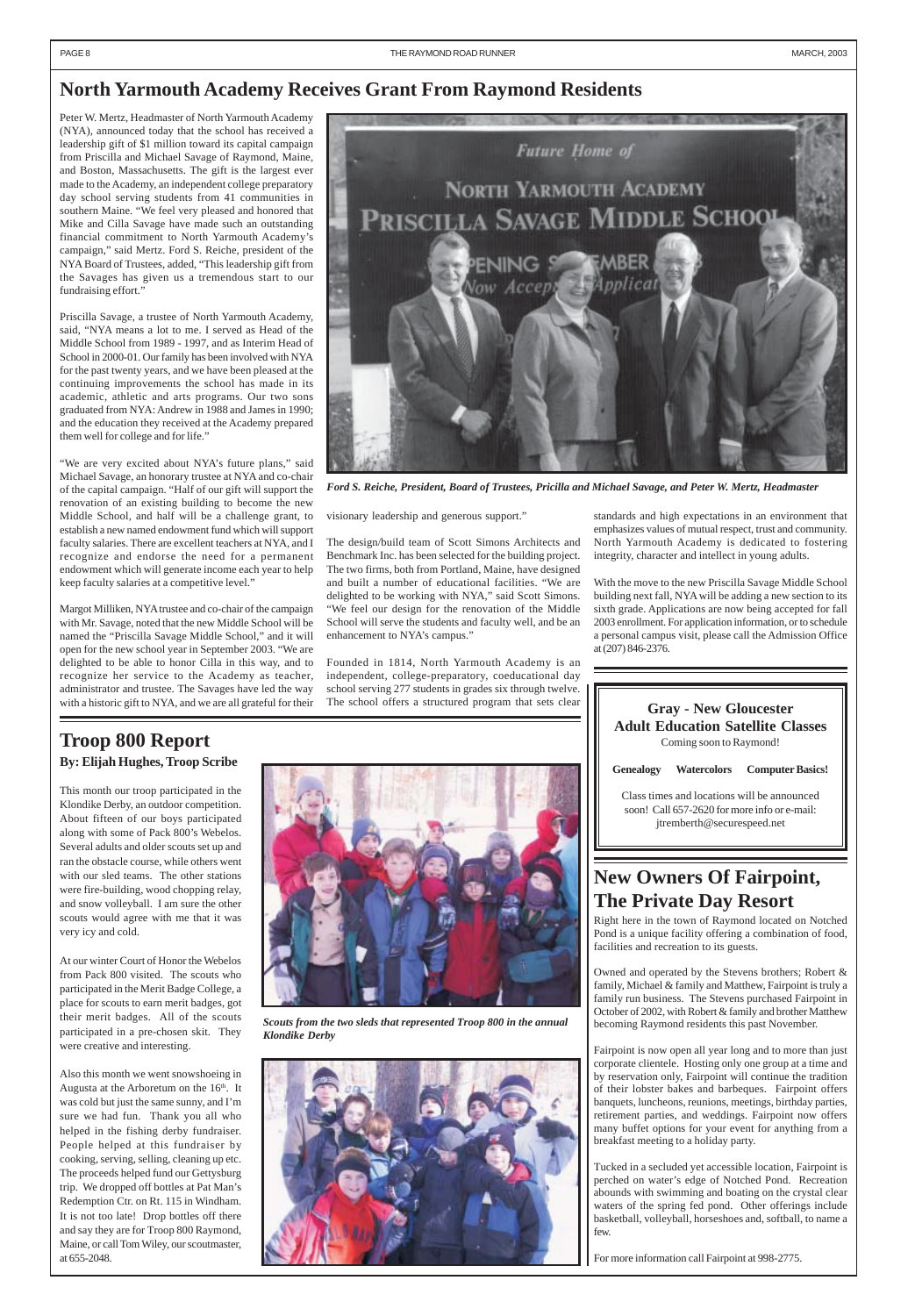# North Yarmouth Academy Receives Grant From Raymond Residents

Peter W. Mertz, Headmaster of North Yarmouth Academy (NYA), announced today that the school has received a leadership gift of $1 million toward its capital campaign from Priscilla and Michael Savage of Raymond, Maine, and Boston, Massachusetts. The gift is the largest ever made to the Academy, an independent college preparatory day school serving students from 41 communities in southern Maine. "We feel very pleased and honored that Mike and Cilla Savage have made such an outstanding financial commitment to North Yarmouth Academy's campaign," said Mertz. Ford S. Reiche, president of the NYA Board of Trustees, added, "This leadership gift from the Savages has given us a tremendous start to our fundraising effort."

Priscilla Savage, a trustee of North Yarmouth Academy, said, "NYA means a lot to me. I served as Head of the Middle School from 1989 - 1997, and as Interim Head of School in 2000-01. Our family has been involved with NYA for the past twenty years, and we have been pleased at the continuing improvements the school has made in its academic, athletic and arts programs. Our two sons graduated from NYA: Andrew in 1988 and James in 1990; and the education they received at the Academy prepared them well for college and for life."

"We are very excited about NYA's future plans," said Michael Savage, an honorary trustee at NYA and co-chair of the capital campaign. "Half of our gift will support the renovation of an existing building to become the new Middle School, and half will be a challenge grant, to establish a new named endowment fund which will support faculty salaries. There are excellent teachers at NYA, and I recognize and endorse the need for a permanent endowment which will generate income each year to help keep faculty salaries at a competitive level."

Margot Milliken, NYA trustee and co-chair of the campaign with Mr. Savage, noted that the new Middle School will be named the "Priscilla Savage Middle School," and it will open for the new school year in September 2003. "We are delighted to be able to honor Cilla in this way, and to recognize her service to the Academy as teacher, administrator and trustee. The Savages have led the way with a historic gift to NYA, and we are all grateful for their visionary leadership and generous support."

*Ford S. Reiche, President, Board of Trustees, Pricilla and Michael Savage, and Peter W. Mertz, Headmaster*

The design/build team of Scott Simons Architects and Benchmark Inc. has been selected for the building project. The two firms, both from Portland, Maine, have designed and built a number of educational facilities. "We are delighted to be working with NYA," said Scott Simons. "We feel our design for the renovation of the Middle School will serve the students and faculty well, and be an enhancement to NYA's campus."

Founded in 1814, North Yarmouth Academy is an independent, college-preparatory, coeducational day school serving 277 students in grades six through twelve. The school offers a structured program that sets clear standards and high expectations in an environment that emphasizes values of mutual respect, trust and community. North Yarmouth Academy is dedicated to fostering integrity, character and intellect in young adults.

With the move to the new Priscilla Savage Middle School building next fall, NYA will be adding a new section to its sixth grade. Applications are now being accepted for fall 2003 enrollment. For application information, or to schedule a personal campus visit, please call the Admission Office at (207) 846-2376.

# Troop 800 Report

**By: Elijah Hughes, Troop Scribe**

This month our troop participated in the Klondike Derby, an outdoor competition. About fifteen of our boys participated along with some of Pack 800's Webelos. Several adults and older scouts set up and ran the obstacle course, while others went with our sled teams. The other stations were fire-building, wood chopping relay, and snow volleyball. I am sure the other scouts would agree with me that it was very icy and cold.

At our winter Court of Honor the Webelos from Pack 800 visited. The scouts who participated in the Merit Badge College, a place for scouts to earn merit badges, got their merit badges. All of the scouts participated in a pre-chosen skit. They were creative and interesting.

Also this month we went snowshoeing in Augusta at the Arboretum on the 16th. It was cold but just the same sunny, and I'm sure we had fun. Thank you all who helped in the fishing derby fundraiser. People helped at this fundraiser by cooking, serving, selling, cleaning up etc. The proceeds helped fund our Gettysburg trip. We dropped off bottles at Pat Man's Redemption Ctr. on Rt. 115 in Windham. It is not too late! Drop bottles off there and say they are for Troop 800 Raymond, Maine, or call Tom Wiley, our scoutmaster, at 655-2048.

*Scouts from the two sleds that represented Troop 800 in the annual Klondike Derby*

**Gray - New Gloucester Adult Education Satellite Classes**

Coming soon to Raymond!

**Genealogy Watercolors Computer Basics!**

Class times and locations will be announced soon! Call 657-2620 for more info or e-mail: jtremberth@securespeed.net

# New Owners Of Fairpoint, The Private Day Resort

Right here in the town of Raymond located on Notched Pond is a unique facility offering a combination of food, facilities and recreation to its guests.

Owned and operated by the Stevens brothers; Robert & family, Michael & family and Matthew, Fairpoint is truly a family run business. The Stevens purchased Fairpoint in October of 2002, with Robert & family and brother Matthew becoming Raymond residents this past November.

Fairpoint is now open all year long and to more than just corporate clientele. Hosting only one group at a time and by reservation only, Fairpoint will continue the tradition of their lobster bakes and barbeques. Fairpoint offers banquets, luncheons, reunions, meetings, birthday parties, retirement parties, and weddings. Fairpoint now offers many buffet options for your event for anything from a breakfast meeting to a holiday party.

Tucked in a secluded yet accessible location, Fairpoint is perched on water's edge of Notched Pond. Recreation abounds with swimming and boating on the crystal clear waters of the spring fed pond. Other offerings include basketball, volleyball, horseshoes and, softball, to name a few.

For more information call Fairpoint at 998-2775.